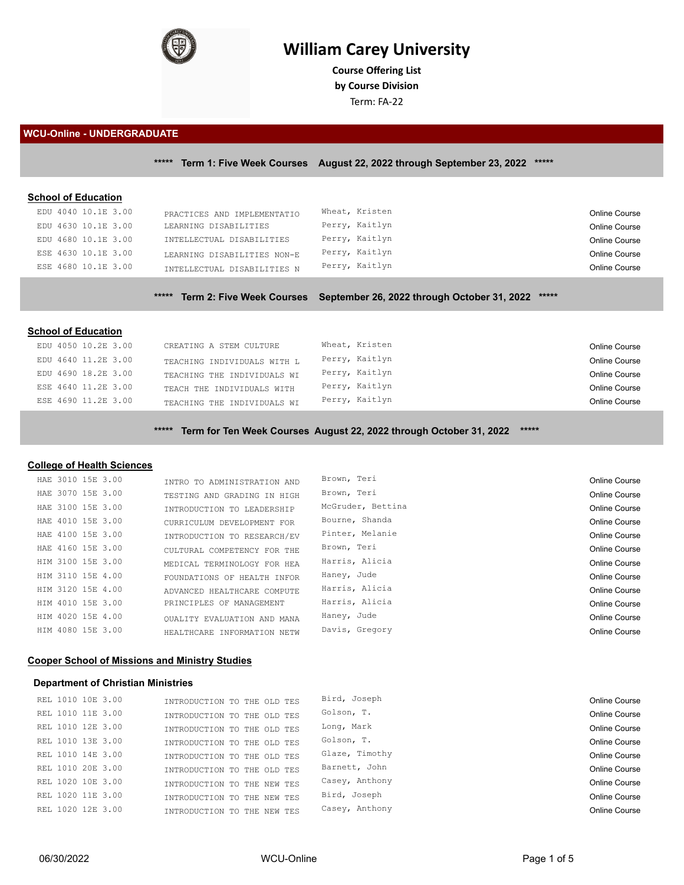# William Carey University

**Course Offering List**
**by Course Division**
Term: FA-22

## WCU-Online - UNDERGRADUATE

### ***** Term 1: Five Week Courses August 22, 2022 through September 23, 2022 *****

**School of Education**

| Course | Title | Instructor | Type |
|---|---|---|---|
| EDU 4040 10.1E 3.00 | PRACTICES AND IMPLEMENTATIO | Wheat, Kristen | Online Course |
| EDU 4630 10.1E 3.00 | LEARNING DISABILITIES | Perry, Kaitlyn | Online Course |
| EDU 4680 10.1E 3.00 | INTELLECTUAL DISABILITIES | Perry, Kaitlyn | Online Course |
| ESE 4630 10.1E 3.00 | LEARNING DISABILITIES NON-E | Perry, Kaitlyn | Online Course |
| ESE 4680 10.1E 3.00 | INTELLECTUAL DISABILITIES N | Perry, Kaitlyn | Online Course |

### ***** Term 2: Five Week Courses September 26, 2022 through October 31, 2022 *****

**School of Education**

| Course | Title | Instructor | Type |
|---|---|---|---|
| EDU 4050 10.2E 3.00 | CREATING A STEM CULTURE | Wheat, Kristen | Online Course |
| EDU 4640 11.2E 3.00 | TEACHING INDIVIDUALS WITH L | Perry, Kaitlyn | Online Course |
| EDU 4690 18.2E 3.00 | TEACHING THE INDIVIDUALS WI | Perry, Kaitlyn | Online Course |
| ESE 4640 11.2E 3.00 | TEACH THE INDIVIDUALS WITH | Perry, Kaitlyn | Online Course |
| ESE 4690 11.2E 3.00 | TEACHING THE INDIVIDUALS WI | Perry, Kaitlyn | Online Course |

### ***** Term for Ten Week Courses August 22, 2022 through October 31, 2022 *****

**College of Health Sciences**

| Course | Title | Instructor | Type |
|---|---|---|---|
| HAE 3010 15E 3.00 | INTRO TO ADMINISTRATION AND | Brown, Teri | Online Course |
| HAE 3070 15E 3.00 | TESTING AND GRADING IN HIGH | Brown, Teri | Online Course |
| HAE 3100 15E 3.00 | INTRODUCTION TO LEADERSHIP | McGruder, Bettina | Online Course |
| HAE 4010 15E 3.00 | CURRICULUM DEVELOPMENT FOR | Bourne, Shanda | Online Course |
| HAE 4100 15E 3.00 | INTRODUCTION TO RESEARCH/EV | Pinter, Melanie | Online Course |
| HAE 4160 15E 3.00 | CULTURAL COMPETENCY FOR THE | Brown, Teri | Online Course |
| HIM 3100 15E 3.00 | MEDICAL TERMINOLOGY FOR HEA | Harris, Alicia | Online Course |
| HIM 3110 15E 4.00 | FOUNDATIONS OF HEALTH INFOR | Haney, Jude | Online Course |
| HIM 3120 15E 4.00 | ADVANCED HEALTHCARE COMPUTE | Harris, Alicia | Online Course |
| HIM 4010 15E 3.00 | PRINCIPLES OF MANAGEMENT | Harris, Alicia | Online Course |
| HIM 4020 15E 4.00 | QUALITY EVALUATION AND MANA | Haney, Jude | Online Course |
| HIM 4080 15E 3.00 | HEALTHCARE INFORMATION NETW | Davis, Gregory | Online Course |

**Cooper School of Missions and Ministry Studies**

**Department of Christian Ministries**

| Course | Title | Instructor | Type |
|---|---|---|---|
| REL 1010 10E 3.00 | INTRODUCTION TO THE OLD TES | Bird, Joseph | Online Course |
| REL 1010 11E 3.00 | INTRODUCTION TO THE OLD TES | Golson, T. | Online Course |
| REL 1010 12E 3.00 | INTRODUCTION TO THE OLD TES | Long, Mark | Online Course |
| REL 1010 13E 3.00 | INTRODUCTION TO THE OLD TES | Golson, T. | Online Course |
| REL 1010 14E 3.00 | INTRODUCTION TO THE OLD TES | Glaze, Timothy | Online Course |
| REL 1010 20E 3.00 | INTRODUCTION TO THE OLD TES | Barnett, John | Online Course |
| REL 1020 10E 3.00 | INTRODUCTION TO THE NEW TES | Casey, Anthony | Online Course |
| REL 1020 11E 3.00 | INTRODUCTION TO THE NEW TES | Bird, Joseph | Online Course |
| REL 1020 12E 3.00 | INTRODUCTION TO THE NEW TES | Casey, Anthony | Online Course |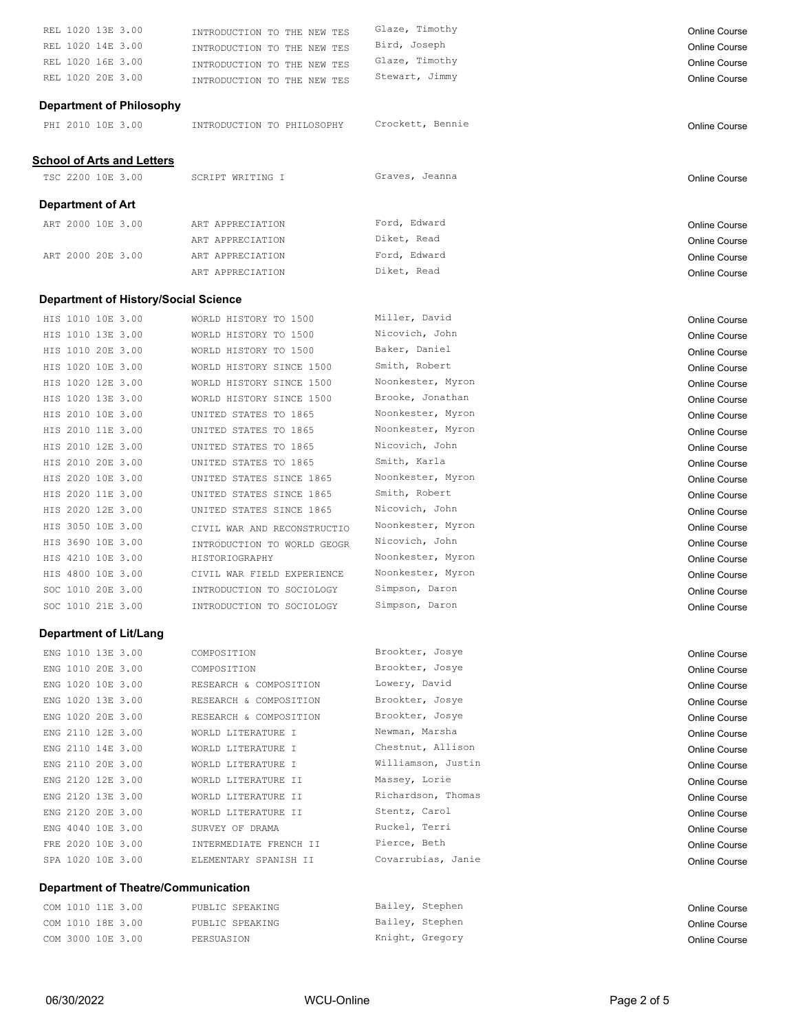| | | | |
|---|---|---|---|
| REL 1020 13E 3.00 | INTRODUCTION TO THE NEW TES | Glaze, Timothy | Online Course |
| REL 1020 14E 3.00 | INTRODUCTION TO THE NEW TES | Bird, Joseph | Online Course |
| REL 1020 16E 3.00 | INTRODUCTION TO THE NEW TES | Glaze, Timothy | Online Course |
| REL 1020 20E 3.00 | INTRODUCTION TO THE NEW TES | Stewart, Jimmy | Online Course |

### Department of Philosophy

| | | | |
|---|---|---|---|
| PHI 2010 10E 3.00 | INTRODUCTION TO PHILOSOPHY | Crockett, Bennie | Online Course |

## School of Arts and Letters

| | | | |
|---|---|---|---|
| TSC 2200 10E 3.00 | SCRIPT WRITING I | Graves, Jeanna | Online Course |

### Department of Art

| | | | |
|---|---|---|---|
| ART 2000 10E 3.00 | ART APPRECIATION | Ford, Edward | Online Course |
| | ART APPRECIATION | Diket, Read | Online Course |
| ART 2000 20E 3.00 | ART APPRECIATION | Ford, Edward | Online Course |
| | ART APPRECIATION | Diket, Read | Online Course |

### Department of History/Social Science

| | | | |
|---|---|---|---|
| HIS 1010 10E 3.00 | WORLD HISTORY TO 1500 | Miller, David | Online Course |
| HIS 1010 13E 3.00 | WORLD HISTORY TO 1500 | Nicovich, John | Online Course |
| HIS 1010 20E 3.00 | WORLD HISTORY TO 1500 | Baker, Daniel | Online Course |
| HIS 1020 10E 3.00 | WORLD HISTORY SINCE 1500 | Smith, Robert | Online Course |
| HIS 1020 12E 3.00 | WORLD HISTORY SINCE 1500 | Noonkester, Myron | Online Course |
| HIS 1020 13E 3.00 | WORLD HISTORY SINCE 1500 | Brooke, Jonathan | Online Course |
| HIS 2010 10E 3.00 | UNITED STATES TO 1865 | Noonkester, Myron | Online Course |
| HIS 2010 11E 3.00 | UNITED STATES TO 1865 | Noonkester, Myron | Online Course |
| HIS 2010 12E 3.00 | UNITED STATES TO 1865 | Nicovich, John | Online Course |
| HIS 2010 20E 3.00 | UNITED STATES TO 1865 | Smith, Karla | Online Course |
| HIS 2020 10E 3.00 | UNITED STATES SINCE 1865 | Noonkester, Myron | Online Course |
| HIS 2020 11E 3.00 | UNITED STATES SINCE 1865 | Smith, Robert | Online Course |
| HIS 2020 12E 3.00 | UNITED STATES SINCE 1865 | Nicovich, John | Online Course |
| HIS 3050 10E 3.00 | CIVIL WAR AND RECONSTRUCTIO | Noonkester, Myron | Online Course |
| HIS 3690 10E 3.00 | INTRODUCTION TO WORLD GEOGR | Nicovich, John | Online Course |
| HIS 4210 10E 3.00 | HISTORIOGRAPHY | Noonkester, Myron | Online Course |
| HIS 4800 10E 3.00 | CIVIL WAR FIELD EXPERIENCE | Noonkester, Myron | Online Course |
| SOC 1010 20E 3.00 | INTRODUCTION TO SOCIOLOGY | Simpson, Daron | Online Course |
| SOC 1010 21E 3.00 | INTRODUCTION TO SOCIOLOGY | Simpson, Daron | Online Course |

### Department of Lit/Lang

| | | | |
|---|---|---|---|
| ENG 1010 13E 3.00 | COMPOSITION | Brookter, Josye | Online Course |
| ENG 1010 20E 3.00 | COMPOSITION | Brookter, Josye | Online Course |
| ENG 1020 10E 3.00 | RESEARCH & COMPOSITION | Lowery, David | Online Course |
| ENG 1020 13E 3.00 | RESEARCH & COMPOSITION | Brookter, Josye | Online Course |
| ENG 1020 20E 3.00 | RESEARCH & COMPOSITION | Brookter, Josye | Online Course |
| ENG 2110 12E 3.00 | WORLD LITERATURE I | Newman, Marsha | Online Course |
| ENG 2110 14E 3.00 | WORLD LITERATURE I | Chestnut, Allison | Online Course |
| ENG 2110 20E 3.00 | WORLD LITERATURE I | Williamson, Justin | Online Course |
| ENG 2120 12E 3.00 | WORLD LITERATURE II | Massey, Lorie | Online Course |
| ENG 2120 13E 3.00 | WORLD LITERATURE II | Richardson, Thomas | Online Course |
| ENG 2120 20E 3.00 | WORLD LITERATURE II | Stentz, Carol | Online Course |
| ENG 4040 10E 3.00 | SURVEY OF DRAMA | Ruckel, Terri | Online Course |
| FRE 2020 10E 3.00 | INTERMEDIATE FRENCH II | Pierce, Beth | Online Course |
| SPA 1020 10E 3.00 | ELEMENTARY SPANISH II | Covarrubias, Janie | Online Course |

### Department of Theatre/Communication

| | | | |
|---|---|---|---|
| COM 1010 11E 3.00 | PUBLIC SPEAKING | Bailey, Stephen | Online Course |
| COM 1010 18E 3.00 | PUBLIC SPEAKING | Bailey, Stephen | Online Course |
| COM 3000 10E 3.00 | PERSUASION | Knight, Gregory | Online Course |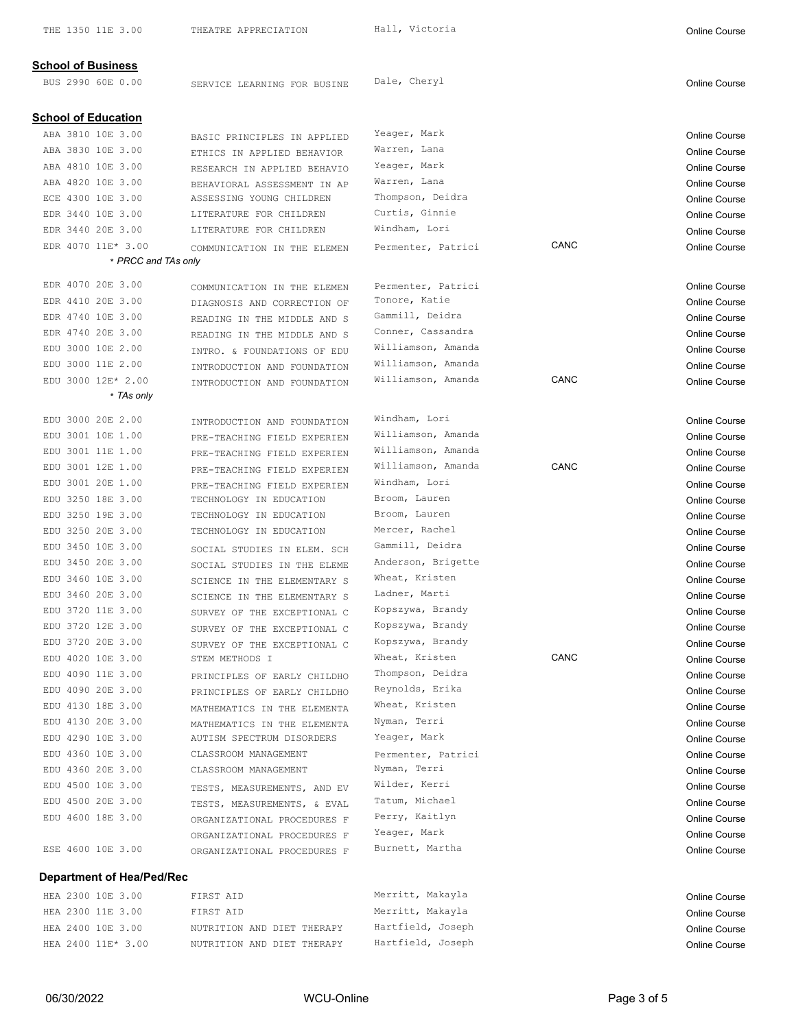| | | | | |
|---|---|---|---|---|
| THE 1350 11E 3.00 | THEATRE APPRECIATION | Hall, Victoria | | Online Course |

## School of Business

| | | | | |
|---|---|---|---|---|
| BUS 2990 60E 0.00 | SERVICE LEARNING FOR BUSINE | Dale, Cheryl | | Online Course |

## School of Education

| | | | | |
|---|---|---|---|---|
| ABA 3810 10E 3.00 | BASIC PRINCIPLES IN APPLIED | Yeager, Mark | | Online Course |
| ABA 3830 10E 3.00 | ETHICS IN APPLIED BEHAVIOR | Warren, Lana | | Online Course |
| ABA 4810 10E 3.00 | RESEARCH IN APPLIED BEHAVIO | Yeager, Mark | | Online Course |
| ABA 4820 10E 3.00 | BEHAVIORAL ASSESSMENT IN AP | Warren, Lana | | Online Course |
| ECE 4300 10E 3.00 | ASSESSING YOUNG CHILDREN | Thompson, Deidra | | Online Course |
| EDR 3440 10E 3.00 | LITERATURE FOR CHILDREN | Curtis, Ginnie | | Online Course |
| EDR 3440 20E 3.00 | LITERATURE FOR CHILDREN | Windham, Lori | | Online Course |
| EDR 4070 11E* 3.00 | COMMUNICATION IN THE ELEMEN | Permenter, Patrici | CANC | Online Course |

*\* PRCC and TAs only*

| | | | | |
|---|---|---|---|---|
| EDR 4070 20E 3.00 | COMMUNICATION IN THE ELEMEN | Permenter, Patrici | | Online Course |
| EDR 4410 20E 3.00 | DIAGNOSIS AND CORRECTION OF | Tonore, Katie | | Online Course |
| EDR 4740 10E 3.00 | READING IN THE MIDDLE AND S | Gammill, Deidra | | Online Course |
| EDR 4740 20E 3.00 | READING IN THE MIDDLE AND S | Conner, Cassandra | | Online Course |
| EDU 3000 10E 2.00 | INTRO. & FOUNDATIONS OF EDU | Williamson, Amanda | | Online Course |
| EDU 3000 11E 2.00 | INTRODUCTION AND FOUNDATION | Williamson, Amanda | | Online Course |
| EDU 3000 12E* 2.00 | INTRODUCTION AND FOUNDATION | Williamson, Amanda | CANC | Online Course |

*\* TAs only*

| | | | | |
|---|---|---|---|---|
| EDU 3000 20E 2.00 | INTRODUCTION AND FOUNDATION | Windham, Lori | | Online Course |
| EDU 3001 10E 1.00 | PRE-TEACHING FIELD EXPERIEN | Williamson, Amanda | | Online Course |
| EDU 3001 11E 1.00 | PRE-TEACHING FIELD EXPERIEN | Williamson, Amanda | | Online Course |
| EDU 3001 12E 1.00 | PRE-TEACHING FIELD EXPERIEN | Williamson, Amanda | CANC | Online Course |
| EDU 3001 20E 1.00 | PRE-TEACHING FIELD EXPERIEN | Windham, Lori | | Online Course |
| EDU 3250 18E 3.00 | TECHNOLOGY IN EDUCATION | Broom, Lauren | | Online Course |
| EDU 3250 19E 3.00 | TECHNOLOGY IN EDUCATION | Broom, Lauren | | Online Course |
| EDU 3250 20E 3.00 | TECHNOLOGY IN EDUCATION | Mercer, Rachel | | Online Course |
| EDU 3450 10E 3.00 | SOCIAL STUDIES IN ELEM. SCH | Gammill, Deidra | | Online Course |
| EDU 3450 20E 3.00 | SOCIAL STUDIES IN THE ELEME | Anderson, Brigette | | Online Course |
| EDU 3460 10E 3.00 | SCIENCE IN THE ELEMENTARY S | Wheat, Kristen | | Online Course |
| EDU 3460 20E 3.00 | SCIENCE IN THE ELEMENTARY S | Ladner, Marti | | Online Course |
| EDU 3720 11E 3.00 | SURVEY OF THE EXCEPTIONAL C | Kopszywa, Brandy | | Online Course |
| EDU 3720 12E 3.00 | SURVEY OF THE EXCEPTIONAL C | Kopszywa, Brandy | | Online Course |
| EDU 3720 20E 3.00 | SURVEY OF THE EXCEPTIONAL C | Kopszywa, Brandy | | Online Course |
| EDU 4020 10E 3.00 | STEM METHODS I | Wheat, Kristen | CANC | Online Course |
| EDU 4090 11E 3.00 | PRINCIPLES OF EARLY CHILDHO | Thompson, Deidra | | Online Course |
| EDU 4090 20E 3.00 | PRINCIPLES OF EARLY CHILDHO | Reynolds, Erika | | Online Course |
| EDU 4130 18E 3.00 | MATHEMATICS IN THE ELEMENTA | Wheat, Kristen | | Online Course |
| EDU 4130 20E 3.00 | MATHEMATICS IN THE ELEMENTA | Nyman, Terri | | Online Course |
| EDU 4290 10E 3.00 | AUTISM SPECTRUM DISORDERS | Yeager, Mark | | Online Course |
| EDU 4360 10E 3.00 | CLASSROOM MANAGEMENT | Permenter, Patrici | | Online Course |
| EDU 4360 20E 3.00 | CLASSROOM MANAGEMENT | Nyman, Terri | | Online Course |
| EDU 4500 10E 3.00 | TESTS, MEASUREMENTS, AND EV | Wilder, Kerri | | Online Course |
| EDU 4500 20E 3.00 | TESTS, MEASUREMENTS, & EVAL | Tatum, Michael | | Online Course |
| EDU 4600 18E 3.00 | ORGANIZATIONAL PROCEDURES F | Perry, Kaitlyn | | Online Course |
| | ORGANIZATIONAL PROCEDURES F | Yeager, Mark | | Online Course |
| ESE 4600 10E 3.00 | ORGANIZATIONAL PROCEDURES F | Burnett, Martha | | Online Course |

### Department of Hea/Ped/Rec

| | | | | |
|---|---|---|---|---|
| HEA 2300 10E 3.00 | FIRST AID | Merritt, Makayla | | Online Course |
| HEA 2300 11E 3.00 | FIRST AID | Merritt, Makayla | | Online Course |
| HEA 2400 10E 3.00 | NUTRITION AND DIET THERAPY | Hartfield, Joseph | | Online Course |
| HEA 2400 11E* 3.00 | NUTRITION AND DIET THERAPY | Hartfield, Joseph | | Online Course |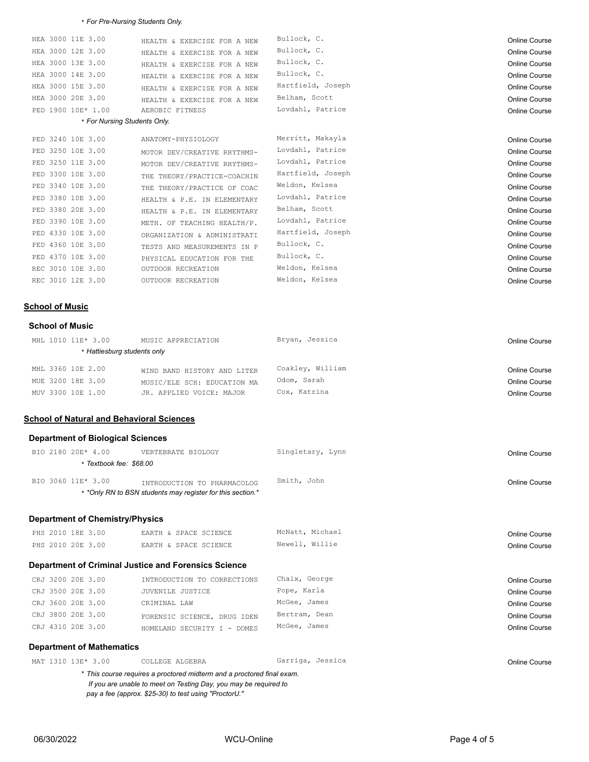* *For Pre-Nursing Students Only.*

| Course | Title | Instructor | Format |
|---|---|---|---|
| HEA 3000 11E 3.00 | HEALTH & EXERCISE FOR A NEW | Bullock, C. | Online Course |
| HEA 3000 12E 3.00 | HEALTH & EXERCISE FOR A NEW | Bullock, C. | Online Course |
| HEA 3000 13E 3.00 | HEALTH & EXERCISE FOR A NEW | Bullock, C. | Online Course |
| HEA 3000 14E 3.00 | HEALTH & EXERCISE FOR A NEW | Bullock, C. | Online Course |
| HEA 3000 15E 3.00 | HEALTH & EXERCISE FOR A NEW | Hartfield, Joseph | Online Course |
| HEA 3000 20E 3.00 | HEALTH & EXERCISE FOR A NEW | Belham, Scott | Online Course |
| PED 1900 10E* 1.00 | AEROBIC FITNESS | Lovdahl, Patrice | Online Course |

* *For Nursing Students Only.*

| Course | Title | Instructor | Format |
|---|---|---|---|
| PED 3240 10E 3.00 | ANATOMY-PHYSIOLOGY | Merritt, Makayla | Online Course |
| PED 3250 10E 3.00 | MOTOR DEV/CREATIVE RHYTHMS- | Lovdahl, Patrice | Online Course |
| PED 3250 11E 3.00 | MOTOR DEV/CREATIVE RHYTHMS- | Lovdahl, Patrice | Online Course |
| PED 3300 10E 3.00 | THE THEORY/PRACTICE-COACHIN | Hartfield, Joseph | Online Course |
| PED 3340 10E 3.00 | THE THEORY/PRACTICE OF COAC | Weldon, Kelsea | Online Course |
| PED 3380 10E 3.00 | HEALTH & P.E. IN ELEMENTARY | Lovdahl, Patrice | Online Course |
| PED 3380 20E 3.00 | HEALTH & P.E. IN ELEMENTARY | Belham, Scott | Online Course |
| PED 3390 10E 3.00 | METH. OF TEACHING HEALTH/P. | Lovdahl, Patrice | Online Course |
| PED 4330 10E 3.00 | ORGANIZATION & ADMINISTRATI | Hartfield, Joseph | Online Course |
| PED 4360 10E 3.00 | TESTS AND MEASUREMENTS IN P | Bullock, C. | Online Course |
| PED 4370 10E 3.00 | PHYSICAL EDUCATION FOR THE | Bullock, C. | Online Course |
| REC 3010 10E 3.00 | OUTDOOR RECREATION | Weldon, Kelsea | Online Course |
| REC 3010 12E 3.00 | OUTDOOR RECREATION | Weldon, Kelsea | Online Course |

## School of Music

### School of Music

| Course | Title | Instructor | Format |
|---|---|---|---|
| MHL 1010 11E* 3.00 | MUSIC APPRECIATION | Bryan, Jessica | Online Course |

* *Hattiesburg students only*

| Course | Title | Instructor | Format |
|---|---|---|---|
| MHL 3360 10E 2.00 | WIND BAND HISTORY AND LITER | Coakley, William | Online Course |
| MUE 3200 18E 3.00 | MUSIC/ELE SCH: EDUCATION MA | Odom, Sarah | Online Course |
| MUV 3300 10E 1.00 | JR. APPLIED VOICE: MAJOR | Cox, Katrina | Online Course |

## School of Natural and Behavioral Sciences

### Department of Biological Sciences

| Course | Title | Instructor | Format |
|---|---|---|---|
| BIO 2180 20E* 4.00 | VERTEBRATE BIOLOGY | Singletary, Lynn | Online Course |

* *Textbook fee: $68.00*

| Course | Title | Instructor | Format |
|---|---|---|---|
| BIO 3060 11E* 3.00 | INTRODUCTION TO PHARMACOLOG | Smith, John | Online Course |

* *\*Only RN to BSN students may register for this section.\**

### Department of Chemistry/Physics

| Course | Title | Instructor | Format |
|---|---|---|---|
| PHS 2010 18E 3.00 | EARTH & SPACE SCIENCE | McNatt, Michael | Online Course |
| PHS 2010 20E 3.00 | EARTH & SPACE SCIENCE | Newell, Willie | Online Course |

### Department of Criminal Justice and Forensics Science

| Course | Title | Instructor | Format |
|---|---|---|---|
| CRJ 3200 20E 3.00 | INTRODUCTION TO CORRECTIONS | Chaix, George | Online Course |
| CRJ 3500 20E 3.00 | JUVENILE JUSTICE | Pope, Karla | Online Course |
| CRJ 3600 20E 3.00 | CRIMINAL LAW | McGee, James | Online Course |
| CRJ 3800 20E 3.00 | FORENSIC SCIENCE, DRUG IDEN | Bertram, Dean | Online Course |
| CRJ 4310 20E 3.00 | HOMELAND SECURITY I - DOMES | McGee, James | Online Course |

### Department of Mathematics

| Course | Title | Instructor | Format |
|---|---|---|---|
| MAT 1310 13E* 3.00 | COLLEGE ALGEBRA | Garriga, Jessica | Online Course |

* *This course requires a proctored midterm and a proctored final exam. If you are unable to meet on Testing Day, you may be required to pay a fee (approx. $25-30) to test using "ProctorU."*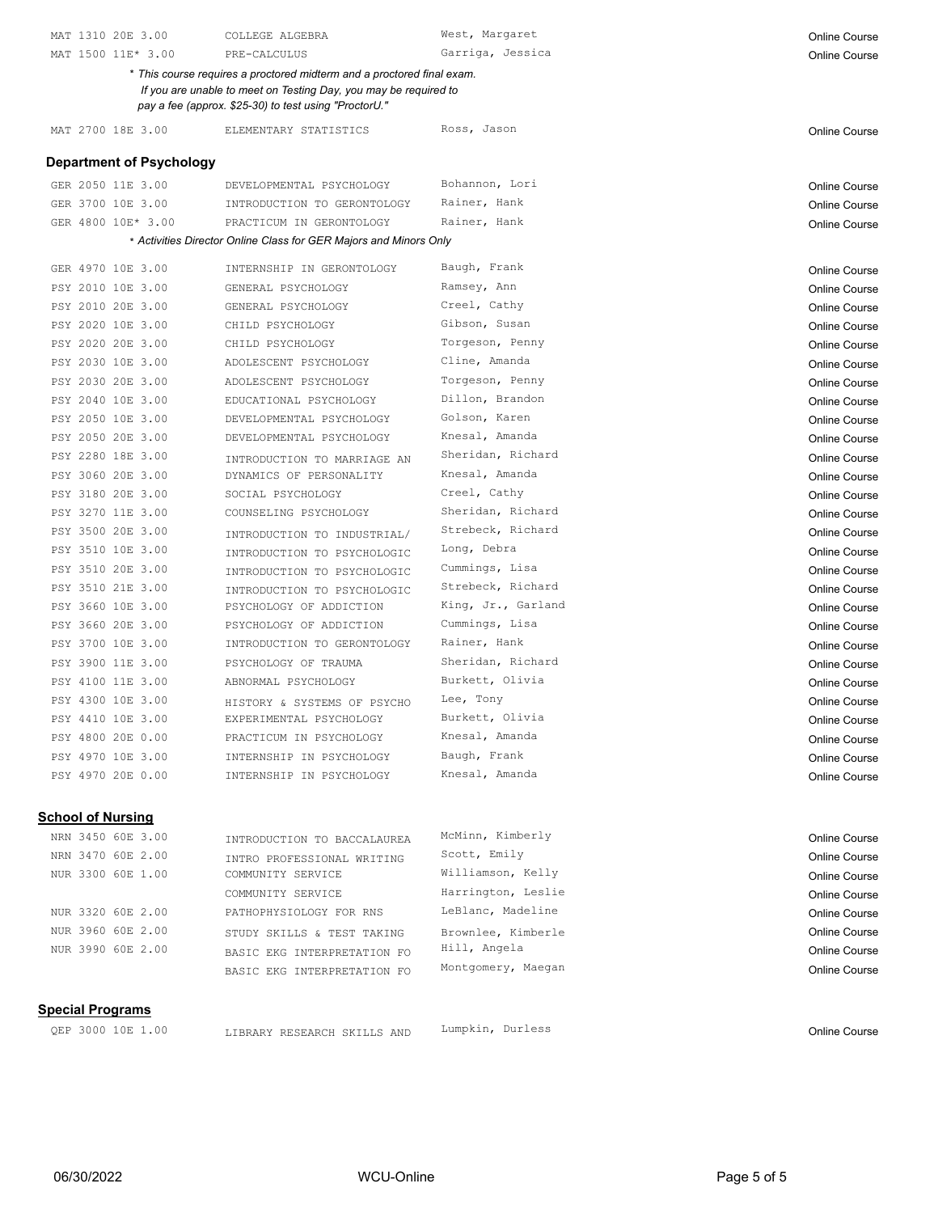| | | | |
|---|---|---|---|
| MAT 1310 20E 3.00 | COLLEGE ALGEBRA | West, Margaret | Online Course |
| MAT 1500 11E* 3.00 | PRE-CALCULUS | Garriga, Jessica | Online Course |

*\* This course requires a proctored midterm and a proctored final exam. If you are unable to meet on Testing Day, you may be required to pay a fee (approx. $25-30) to test using "ProctorU."*

| | | | |
|---|---|---|---|
| MAT 2700 18E 3.00 | ELEMENTARY STATISTICS | Ross, Jason | Online Course |

### Department of Psychology

| | | | |
|---|---|---|---|
| GER 2050 11E 3.00 | DEVELOPMENTAL PSYCHOLOGY | Bohannon, Lori | Online Course |
| GER 3700 10E 3.00 | INTRODUCTION TO GERONTOLOGY | Rainer, Hank | Online Course |
| GER 4800 10E* 3.00 | PRACTICUM IN GERONTOLOGY | Rainer, Hank | Online Course |

*\* Activities Director Online Class for GER Majors and Minors Only*

| | | | |
|---|---|---|---|
| GER 4970 10E 3.00 | INTERNSHIP IN GERONTOLOGY | Baugh, Frank | Online Course |
| PSY 2010 10E 3.00 | GENERAL PSYCHOLOGY | Ramsey, Ann | Online Course |
| PSY 2010 20E 3.00 | GENERAL PSYCHOLOGY | Creel, Cathy | Online Course |
| PSY 2020 10E 3.00 | CHILD PSYCHOLOGY | Gibson, Susan | Online Course |
| PSY 2020 20E 3.00 | CHILD PSYCHOLOGY | Torgeson, Penny | Online Course |
| PSY 2030 10E 3.00 | ADOLESCENT PSYCHOLOGY | Cline, Amanda | Online Course |
| PSY 2030 20E 3.00 | ADOLESCENT PSYCHOLOGY | Torgeson, Penny | Online Course |
| PSY 2040 10E 3.00 | EDUCATIONAL PSYCHOLOGY | Dillon, Brandon | Online Course |
| PSY 2050 10E 3.00 | DEVELOPMENTAL PSYCHOLOGY | Golson, Karen | Online Course |
| PSY 2050 20E 3.00 | DEVELOPMENTAL PSYCHOLOGY | Knesal, Amanda | Online Course |
| PSY 2280 18E 3.00 | INTRODUCTION TO MARRIAGE AN | Sheridan, Richard | Online Course |
| PSY 3060 20E 3.00 | DYNAMICS OF PERSONALITY | Knesal, Amanda | Online Course |
| PSY 3180 20E 3.00 | SOCIAL PSYCHOLOGY | Creel, Cathy | Online Course |
| PSY 3270 11E 3.00 | COUNSELING PSYCHOLOGY | Sheridan, Richard | Online Course |
| PSY 3500 20E 3.00 | INTRODUCTION TO INDUSTRIAL/ | Strebeck, Richard | Online Course |
| PSY 3510 10E 3.00 | INTRODUCTION TO PSYCHOLOGIC | Long, Debra | Online Course |
| PSY 3510 20E 3.00 | INTRODUCTION TO PSYCHOLOGIC | Cummings, Lisa | Online Course |
| PSY 3510 21E 3.00 | INTRODUCTION TO PSYCHOLOGIC | Strebeck, Richard | Online Course |
| PSY 3660 10E 3.00 | PSYCHOLOGY OF ADDICTION | King, Jr., Garland | Online Course |
| PSY 3660 20E 3.00 | PSYCHOLOGY OF ADDICTION | Cummings, Lisa | Online Course |
| PSY 3700 10E 3.00 | INTRODUCTION TO GERONTOLOGY | Rainer, Hank | Online Course |
| PSY 3900 11E 3.00 | PSYCHOLOGY OF TRAUMA | Sheridan, Richard | Online Course |
| PSY 4100 11E 3.00 | ABNORMAL PSYCHOLOGY | Burkett, Olivia | Online Course |
| PSY 4300 10E 3.00 | HISTORY & SYSTEMS OF PSYCHO | Lee, Tony | Online Course |
| PSY 4410 10E 3.00 | EXPERIMENTAL PSYCHOLOGY | Burkett, Olivia | Online Course |
| PSY 4800 20E 0.00 | PRACTICUM IN PSYCHOLOGY | Knesal, Amanda | Online Course |
| PSY 4970 10E 3.00 | INTERNSHIP IN PSYCHOLOGY | Baugh, Frank | Online Course |
| PSY 4970 20E 0.00 | INTERNSHIP IN PSYCHOLOGY | Knesal, Amanda | Online Course |

### School of Nursing

| | | | |
|---|---|---|---|
| NRN 3450 60E 3.00 | INTRODUCTION TO BACCALAUREA | McMinn, Kimberly | Online Course |
| NRN 3470 60E 2.00 | INTRO PROFESSIONAL WRITING | Scott, Emily | Online Course |
| NUR 3300 60E 1.00 | COMMUNITY SERVICE | Williamson, Kelly | Online Course |
| | COMMUNITY SERVICE | Harrington, Leslie | Online Course |
| NUR 3320 60E 2.00 | PATHOPHYSIOLOGY FOR RNS | LeBlanc, Madeline | Online Course |
| NUR 3960 60E 2.00 | STUDY SKILLS & TEST TAKING | Brownlee, Kimberle | Online Course |
| NUR 3990 60E 2.00 | BASIC EKG INTERPRETATION FO | Hill, Angela | Online Course |
| | BASIC EKG INTERPRETATION FO | Montgomery, Maegan | Online Course |

### Special Programs

| | | | |
|---|---|---|---|
| QEP 3000 10E 1.00 | LIBRARY RESEARCH SKILLS AND | Lumpkin, Durless | Online Course |